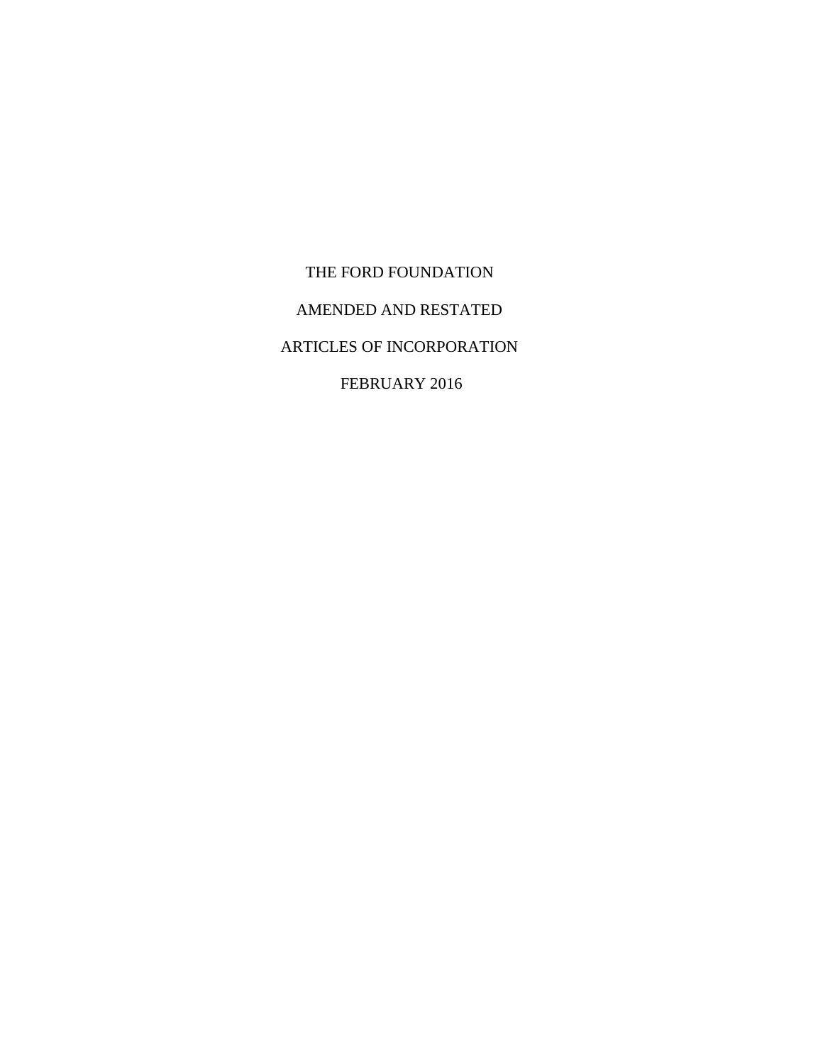# THE FORD FOUNDATION

# AMENDED AND RESTATED

# ARTICLES OF INCORPORATION

FEBRUARY 2016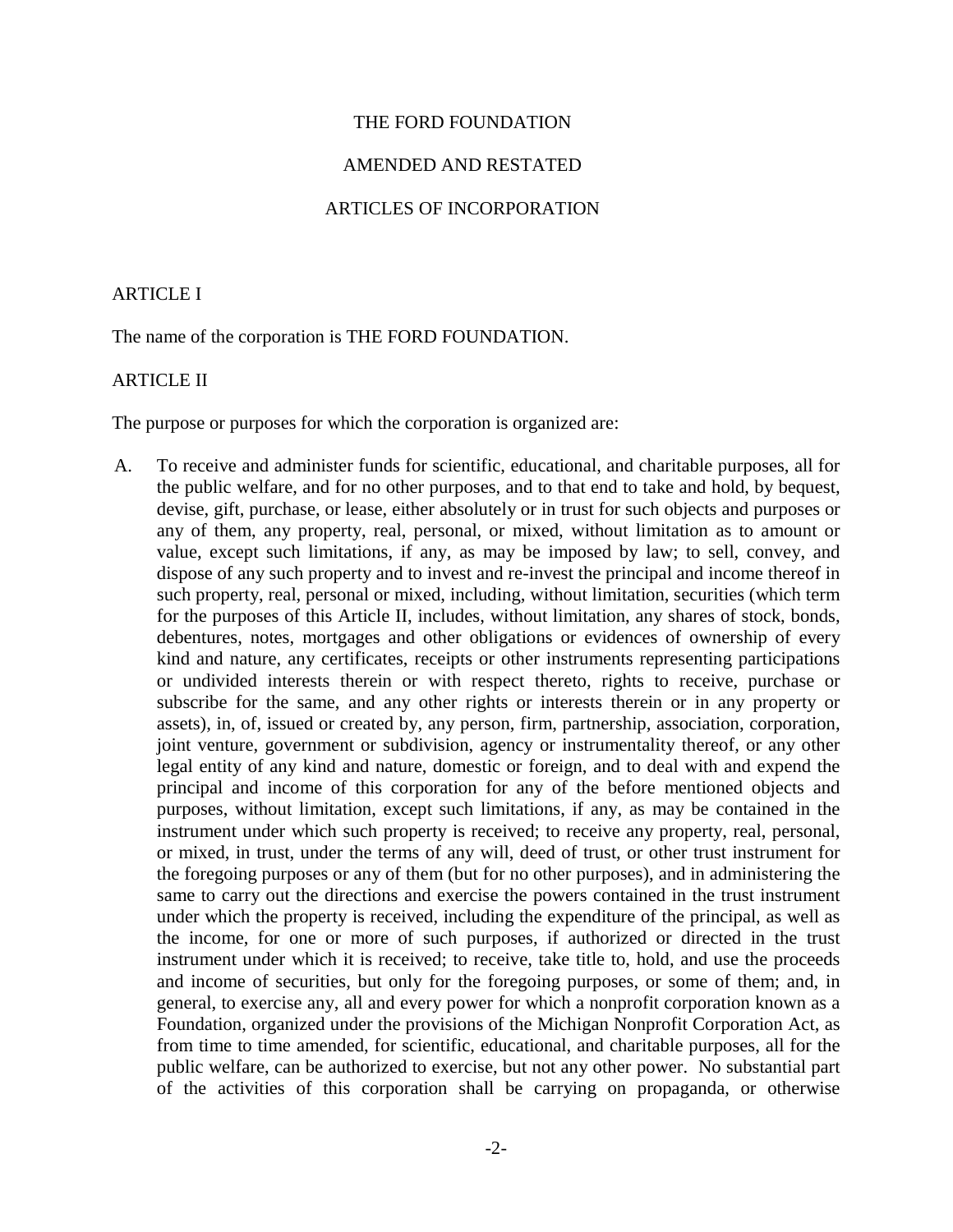# THE FORD FOUNDATION

# AMENDED AND RESTATED

# ARTICLES OF INCORPORATION

## ARTICLE I

The name of the corporation is THE FORD FOUNDATION.

## ARTICLE II

The purpose or purposes for which the corporation is organized are:

A. To receive and administer funds for scientific, educational, and charitable purposes, all for the public welfare, and for no other purposes, and to that end to take and hold, by bequest, devise, gift, purchase, or lease, either absolutely or in trust for such objects and purposes or any of them, any property, real, personal, or mixed, without limitation as to amount or value, except such limitations, if any, as may be imposed by law; to sell, convey, and dispose of any such property and to invest and re-invest the principal and income thereof in such property, real, personal or mixed, including, without limitation, securities (which term for the purposes of this Article II, includes, without limitation, any shares of stock, bonds, debentures, notes, mortgages and other obligations or evidences of ownership of every kind and nature, any certificates, receipts or other instruments representing participations or undivided interests therein or with respect thereto, rights to receive, purchase or subscribe for the same, and any other rights or interests therein or in any property or assets), in, of, issued or created by, any person, firm, partnership, association, corporation, joint venture, government or subdivision, agency or instrumentality thereof, or any other legal entity of any kind and nature, domestic or foreign, and to deal with and expend the principal and income of this corporation for any of the before mentioned objects and purposes, without limitation, except such limitations, if any, as may be contained in the instrument under which such property is received; to receive any property, real, personal, or mixed, in trust, under the terms of any will, deed of trust, or other trust instrument for the foregoing purposes or any of them (but for no other purposes), and in administering the same to carry out the directions and exercise the powers contained in the trust instrument under which the property is received, including the expenditure of the principal, as well as the income, for one or more of such purposes, if authorized or directed in the trust instrument under which it is received; to receive, take title to, hold, and use the proceeds and income of securities, but only for the foregoing purposes, or some of them; and, in general, to exercise any, all and every power for which a nonprofit corporation known as a Foundation, organized under the provisions of the Michigan Nonprofit Corporation Act, as from time to time amended, for scientific, educational, and charitable purposes, all for the public welfare, can be authorized to exercise, but not any other power. No substantial part of the activities of this corporation shall be carrying on propaganda, or otherwise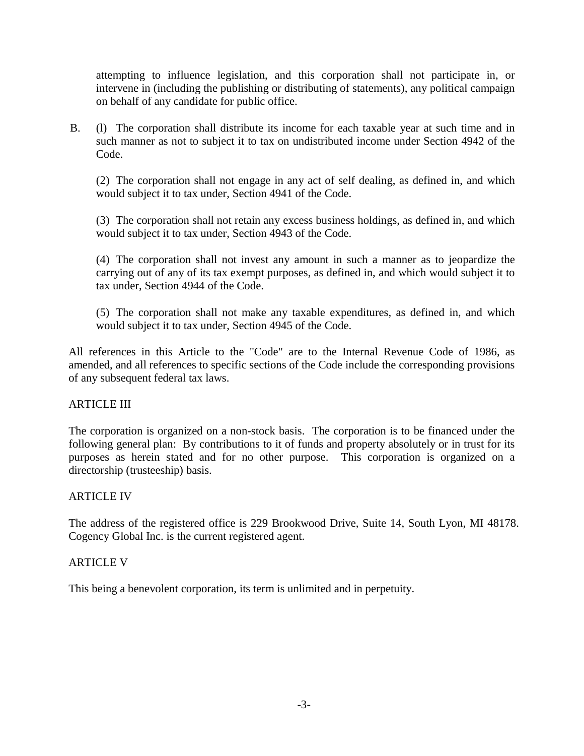attempting to influence legislation, and this corporation shall not participate in, or intervene in (including the publishing or distributing of statements), any political campaign on behalf of any candidate for public office.

B. (l) The corporation shall distribute its income for each taxable year at such time and in such manner as not to subject it to tax on undistributed income under Section 4942 of the Code.

(2) The corporation shall not engage in any act of self dealing, as defined in, and which would subject it to tax under, Section 4941 of the Code.

(3) The corporation shall not retain any excess business holdings, as defined in, and which would subject it to tax under, Section 4943 of the Code.

(4) The corporation shall not invest any amount in such a manner as to jeopardize the carrying out of any of its tax exempt purposes, as defined in, and which would subject it to tax under, Section 4944 of the Code.

(5) The corporation shall not make any taxable expenditures, as defined in, and which would subject it to tax under, Section 4945 of the Code.

All references in this Article to the "Code" are to the Internal Revenue Code of 1986, as amended, and all references to specific sections of the Code include the corresponding provisions of any subsequent federal tax laws.

ARTICLE III

The corporation is organized on a non-stock basis. The corporation is to be financed under the following general plan: By contributions to it of funds and property absolutely or in trust for its purposes as herein stated and for no other purpose. This corporation is organized on a directorship (trusteeship) basis.

ARTICLE IV

The address of the registered office is 229 Brookwood Drive, Suite 14, South Lyon, MI 48178. Cogency Global Inc. is the current registered agent.

ARTICLE V

This being a benevolent corporation, its term is unlimited and in perpetuity.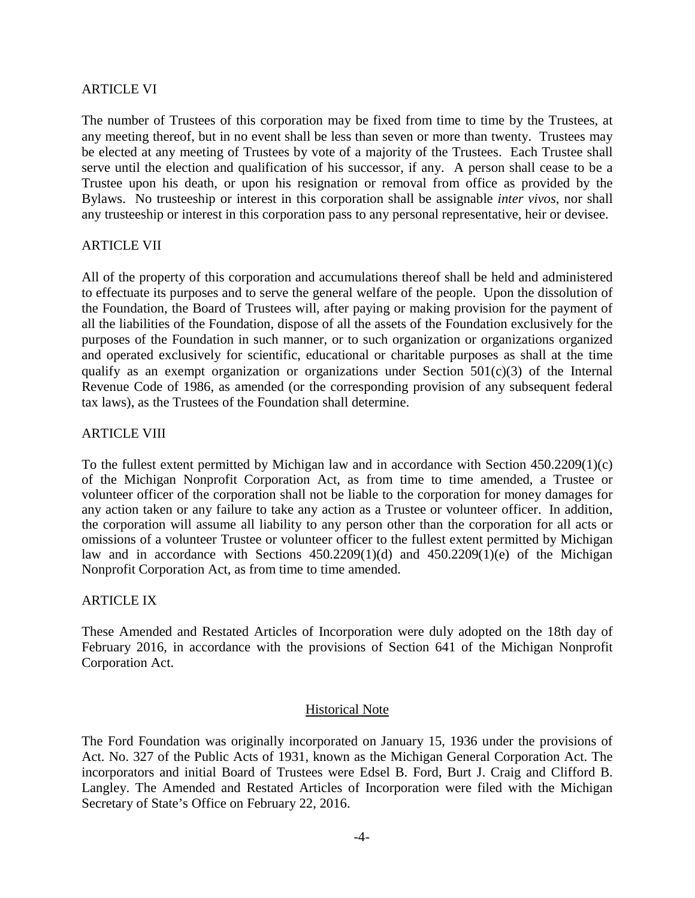## ARTICLE VI

The number of Trustees of this corporation may be fixed from time to time by the Trustees, at any meeting thereof, but in no event shall be less than seven or more than twenty. Trustees may be elected at any meeting of Trustees by vote of a majority of the Trustees. Each Trustee shall serve until the election and qualification of his successor, if any. A person shall cease to be a Trustee upon his death, or upon his resignation or removal from office as provided by the Bylaws. No trusteeship or interest in this corporation shall be assignable *inter vivos*, nor shall any trusteeship or interest in this corporation pass to any personal representative, heir or devisee.

## ARTICLE VII

All of the property of this corporation and accumulations thereof shall be held and administered to effectuate its purposes and to serve the general welfare of the people. Upon the dissolution of the Foundation, the Board of Trustees will, after paying or making provision for the payment of all the liabilities of the Foundation, dispose of all the assets of the Foundation exclusively for the purposes of the Foundation in such manner, or to such organization or organizations organized and operated exclusively for scientific, educational or charitable purposes as shall at the time qualify as an exempt organization or organizations under Section 501(c)(3) of the Internal Revenue Code of 1986, as amended (or the corresponding provision of any subsequent federal tax laws), as the Trustees of the Foundation shall determine.

## ARTICLE VIII

To the fullest extent permitted by Michigan law and in accordance with Section 450.2209(1)(c) of the Michigan Nonprofit Corporation Act, as from time to time amended, a Trustee or volunteer officer of the corporation shall not be liable to the corporation for money damages for any action taken or any failure to take any action as a Trustee or volunteer officer. In addition, the corporation will assume all liability to any person other than the corporation for all acts or omissions of a volunteer Trustee or volunteer officer to the fullest extent permitted by Michigan law and in accordance with Sections 450.2209(1)(d) and 450.2209(1)(e) of the Michigan Nonprofit Corporation Act, as from time to time amended.

## ARTICLE IX

These Amended and Restated Articles of Incorporation were duly adopted on the 18th day of February 2016, in accordance with the provisions of Section 641 of the Michigan Nonprofit Corporation Act.

## Historical Note

The Ford Foundation was originally incorporated on January 15, 1936 under the provisions of Act. No. 327 of the Public Acts of 1931, known as the Michigan General Corporation Act. The incorporators and initial Board of Trustees were Edsel B. Ford, Burt J. Craig and Clifford B. Langley. The Amended and Restated Articles of Incorporation were filed with the Michigan Secretary of State's Office on February 22, 2016.